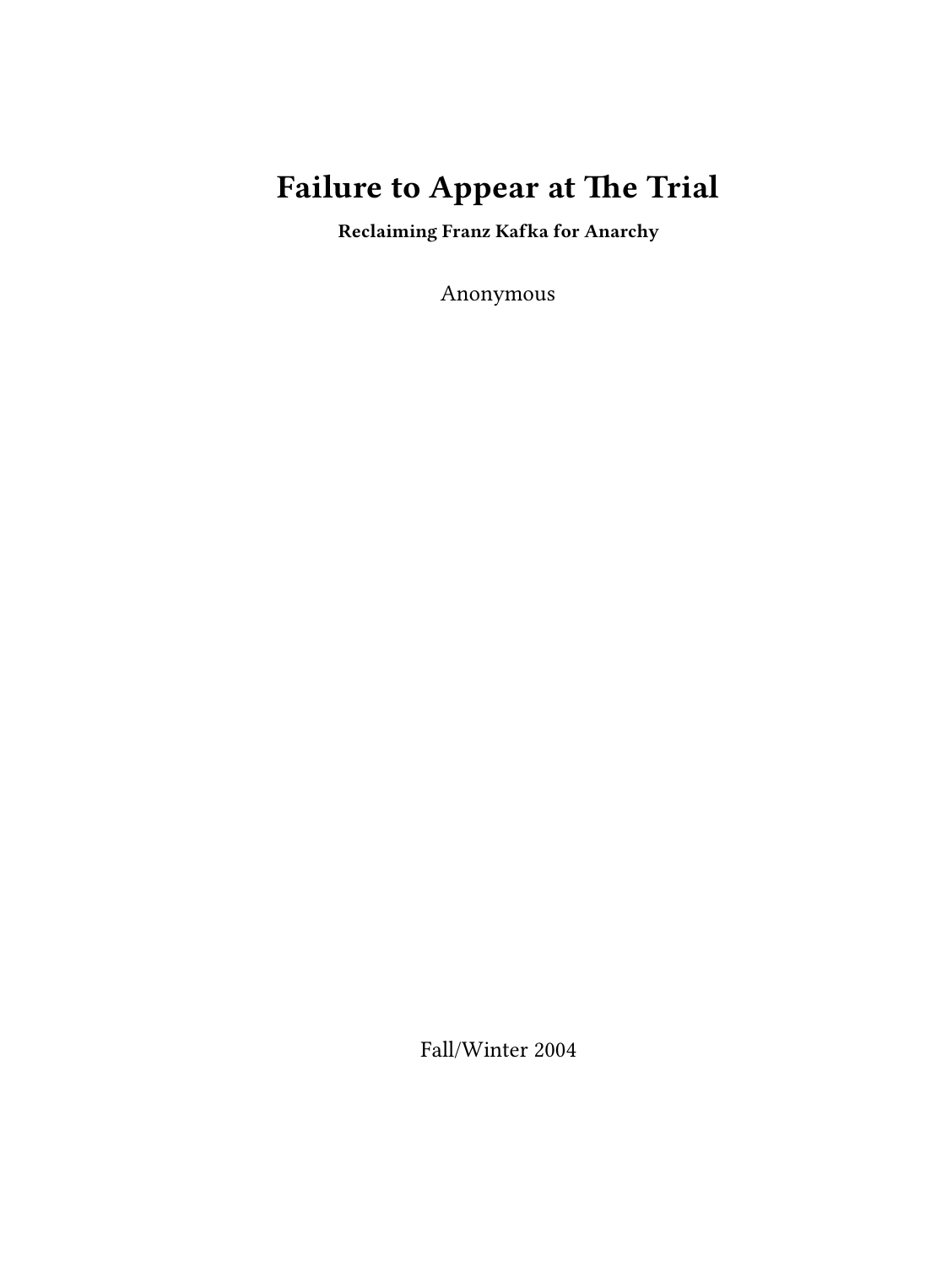# Failure to Appear at The Trial

**Reclaiming Franz Kafka for Anarchy**

Anonymous

Fall/Winter 2004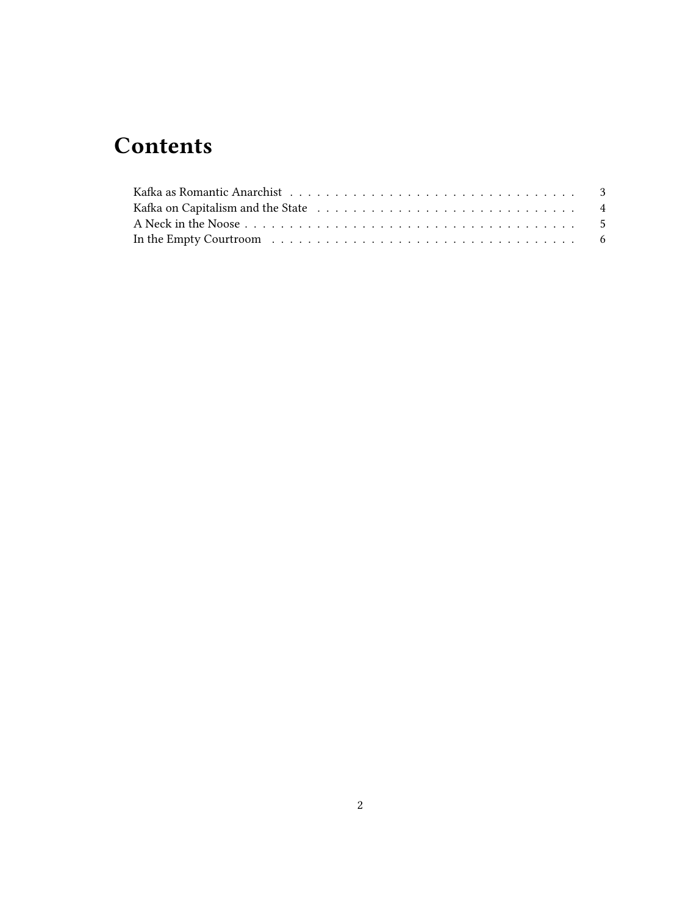# Contents

- Kafka as Romantic Anarchist . . . . . . . . . . . . . . . . . . . . . . . . . . . . . . . . 3
- Kafka on Capitalism and the State . . . . . . . . . . . . . . . . . . . . . . . . . . . . 4
- A Neck in the Noose . . . . . . . . . . . . . . . . . . . . . . . . . . . . . . . . . . . . 5
- In the Empty Courtroom . . . . . . . . . . . . . . . . . . . . . . . . . . . . . . . . . 6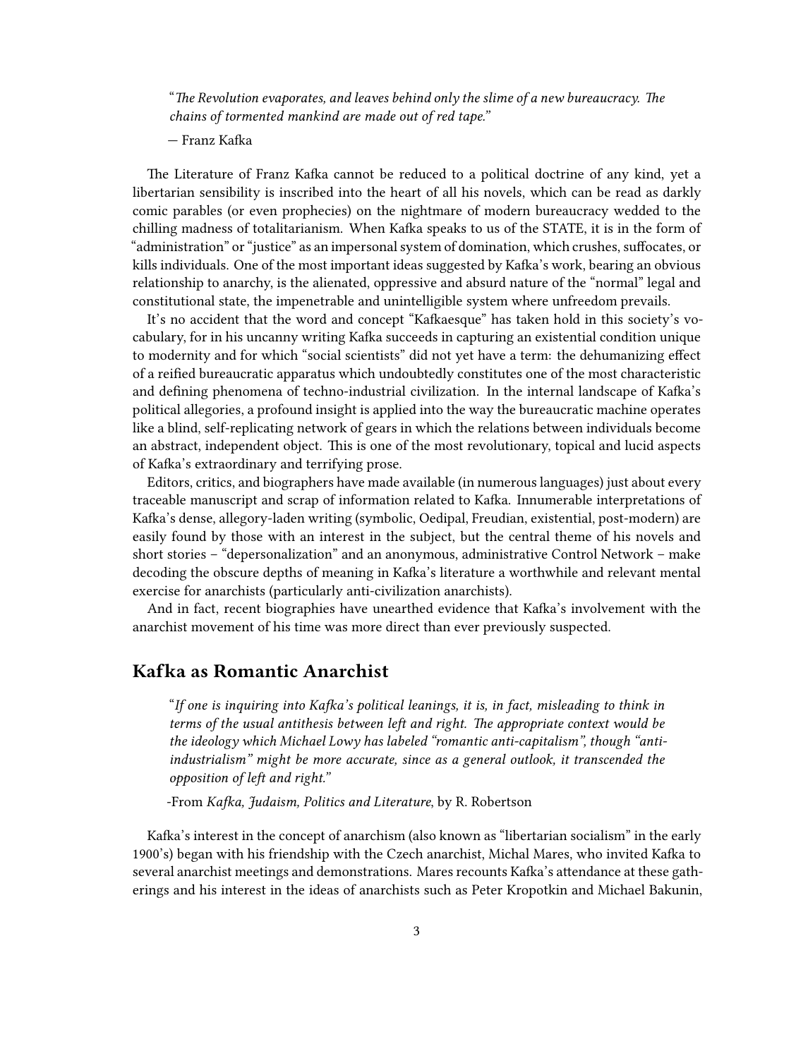> "*The Revolution evaporates, and leaves behind only the slime of a new bureaucracy. The chains of tormented mankind are made out of red tape.*"
>
> — Franz Kafka

The Literature of Franz Kafka cannot be reduced to a political doctrine of any kind, yet a libertarian sensibility is inscribed into the heart of all his novels, which can be read as darkly comic parables (or even prophecies) on the nightmare of modern bureaucracy wedded to the chilling madness of totalitarianism. When Kafka speaks to us of the STATE, it is in the form of "administration" or "justice" as an impersonal system of domination, which crushes, suffocates, or kills individuals. One of the most important ideas suggested by Kafka's work, bearing an obvious relationship to anarchy, is the alienated, oppressive and absurd nature of the "normal" legal and constitutional state, the impenetrable and unintelligible system where unfreedom prevails.

It's no accident that the word and concept "Kafkaesque" has taken hold in this society's vocabulary, for in his uncanny writing Kafka succeeds in capturing an existential condition unique to modernity and for which "social scientists" did not yet have a term: the dehumanizing effect of a reified bureaucratic apparatus which undoubtedly constitutes one of the most characteristic and defining phenomena of techno-industrial civilization. In the internal landscape of Kafka's political allegories, a profound insight is applied into the way the bureaucratic machine operates like a blind, self-replicating network of gears in which the relations between individuals become an abstract, independent object. This is one of the most revolutionary, topical and lucid aspects of Kafka's extraordinary and terrifying prose.

Editors, critics, and biographers have made available (in numerous languages) just about every traceable manuscript and scrap of information related to Kafka. Innumerable interpretations of Kafka's dense, allegory-laden writing (symbolic, Oedipal, Freudian, existential, post-modern) are easily found by those with an interest in the subject, but the central theme of his novels and short stories – "depersonalization" and an anonymous, administrative Control Network – make decoding the obscure depths of meaning in Kafka's literature a worthwhile and relevant mental exercise for anarchists (particularly anti-civilization anarchists).

And in fact, recent biographies have unearthed evidence that Kafka's involvement with the anarchist movement of his time was more direct than ever previously suspected.

## Kafka as Romantic Anarchist

> "*If one is inquiring into Kafka's political leanings, it is, in fact, misleading to think in terms of the usual antithesis between left and right. The appropriate context would be the ideology which Michael Lowy has labeled "romantic anti-capitalism", though "anti-industrialism" might be more accurate, since as a general outlook, it transcended the opposition of left and right.*"
>
> -From *Kafka, Judaism, Politics and Literature*, by R. Robertson

Kafka's interest in the concept of anarchism (also known as "libertarian socialism" in the early 1900's) began with his friendship with the Czech anarchist, Michal Mares, who invited Kafka to several anarchist meetings and demonstrations. Mares recounts Kafka's attendance at these gatherings and his interest in the ideas of anarchists such as Peter Kropotkin and Michael Bakunin,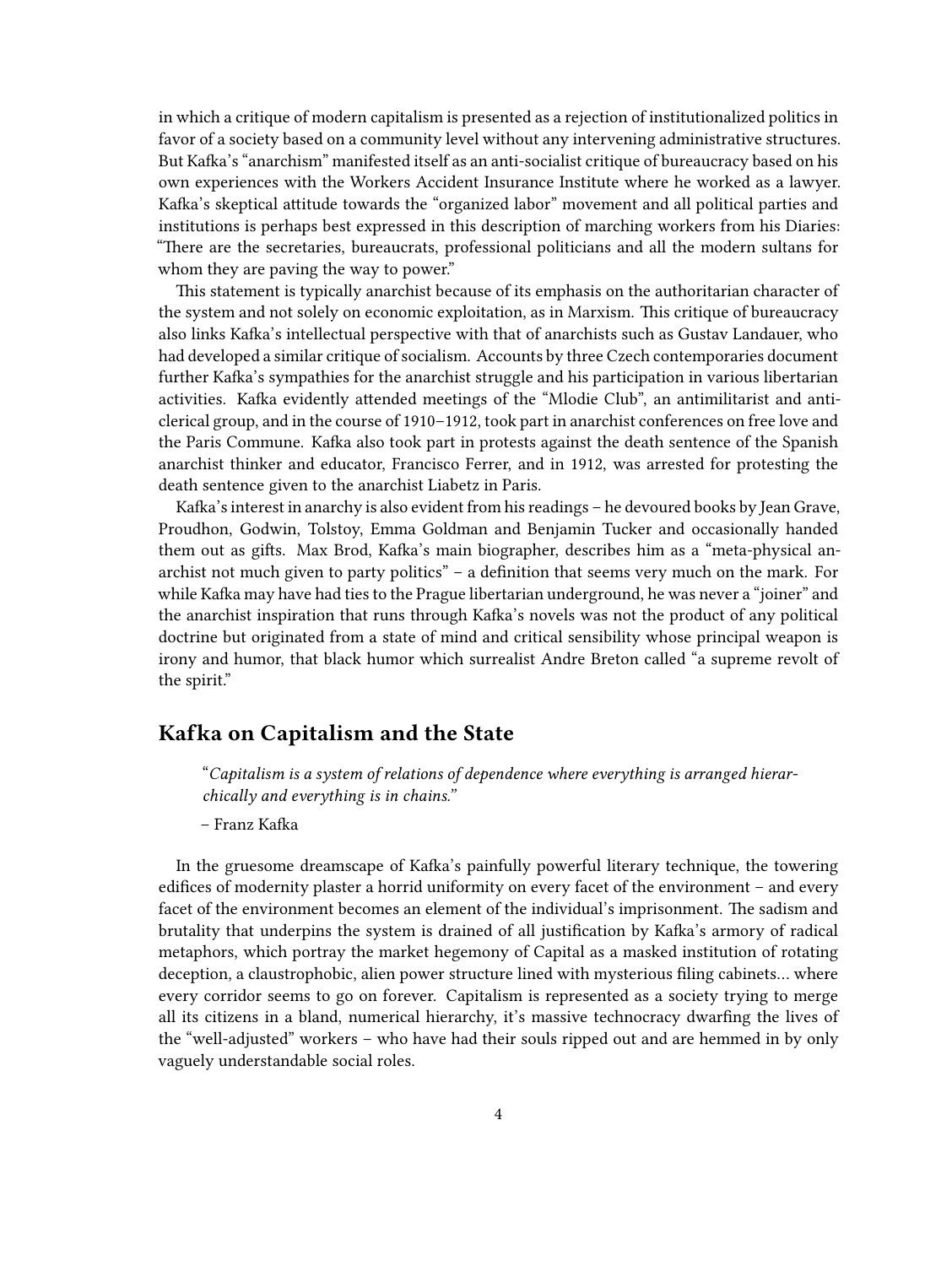in which a critique of modern capitalism is presented as a rejection of institutionalized politics in favor of a society based on a community level without any intervening administrative structures. But Kafka's "anarchism" manifested itself as an anti-socialist critique of bureaucracy based on his own experiences with the Workers Accident Insurance Institute where he worked as a lawyer. Kafka's skeptical attitude towards the "organized labor" movement and all political parties and institutions is perhaps best expressed in this description of marching workers from his Diaries: "There are the secretaries, bureaucrats, professional politicians and all the modern sultans for whom they are paving the way to power."

This statement is typically anarchist because of its emphasis on the authoritarian character of the system and not solely on economic exploitation, as in Marxism. This critique of bureaucracy also links Kafka's intellectual perspective with that of anarchists such as Gustav Landauer, who had developed a similar critique of socialism. Accounts by three Czech contemporaries document further Kafka's sympathies for the anarchist struggle and his participation in various libertarian activities. Kafka evidently attended meetings of the "Mlodie Club", an antimilitarist and anti-clerical group, and in the course of 1910–1912, took part in anarchist conferences on free love and the Paris Commune. Kafka also took part in protests against the death sentence of the Spanish anarchist thinker and educator, Francisco Ferrer, and in 1912, was arrested for protesting the death sentence given to the anarchist Liabetz in Paris.

Kafka's interest in anarchy is also evident from his readings – he devoured books by Jean Grave, Proudhon, Godwin, Tolstoy, Emma Goldman and Benjamin Tucker and occasionally handed them out as gifts. Max Brod, Kafka's main biographer, describes him as a "meta-physical anarchist not much given to party politics" – a definition that seems very much on the mark. For while Kafka may have had ties to the Prague libertarian underground, he was never a "joiner" and the anarchist inspiration that runs through Kafka's novels was not the product of any political doctrine but originated from a state of mind and critical sensibility whose principal weapon is irony and humor, that black humor which surrealist Andre Breton called "a supreme revolt of the spirit."

## Kafka on Capitalism and the State

> "*Capitalism is a system of relations of dependence where everything is arranged hierarchically and everything is in chains.*"
>
> – Franz Kafka

In the gruesome dreamscape of Kafka's painfully powerful literary technique, the towering edifices of modernity plaster a horrid uniformity on every facet of the environment – and every facet of the environment becomes an element of the individual's imprisonment. The sadism and brutality that underpins the system is drained of all justification by Kafka's armory of radical metaphors, which portray the market hegemony of Capital as a masked institution of rotating deception, a claustrophobic, alien power structure lined with mysterious filing cabinets… where every corridor seems to go on forever. Capitalism is represented as a society trying to merge all its citizens in a bland, numerical hierarchy, it's massive technocracy dwarfing the lives of the "well-adjusted" workers – who have had their souls ripped out and are hemmed in by only vaguely understandable social roles.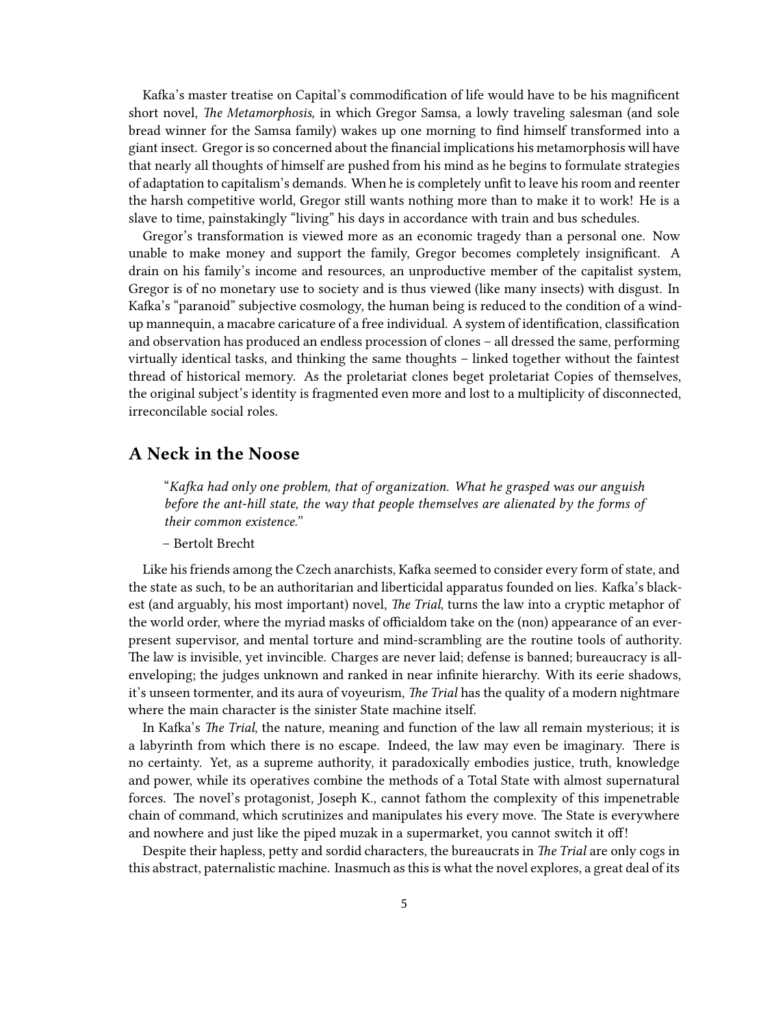Kafka's master treatise on Capital's commodification of life would have to be his magnificent short novel, *The Metamorphosis*, in which Gregor Samsa, a lowly traveling salesman (and sole bread winner for the Samsa family) wakes up one morning to find himself transformed into a giant insect. Gregor is so concerned about the financial implications his metamorphosis will have that nearly all thoughts of himself are pushed from his mind as he begins to formulate strategies of adaptation to capitalism's demands. When he is completely unfit to leave his room and reenter the harsh competitive world, Gregor still wants nothing more than to make it to work! He is a slave to time, painstakingly "living" his days in accordance with train and bus schedules.

Gregor's transformation is viewed more as an economic tragedy than a personal one. Now unable to make money and support the family, Gregor becomes completely insignificant. A drain on his family's income and resources, an unproductive member of the capitalist system, Gregor is of no monetary use to society and is thus viewed (like many insects) with disgust. In Kafka's "paranoid" subjective cosmology, the human being is reduced to the condition of a wind-up mannequin, a macabre caricature of a free individual. A system of identification, classification and observation has produced an endless procession of clones – all dressed the same, performing virtually identical tasks, and thinking the same thoughts – linked together without the faintest thread of historical memory. As the proletariat clones beget proletariat Copies of themselves, the original subject's identity is fragmented even more and lost to a multiplicity of disconnected, irreconcilable social roles.

## A Neck in the Noose

> "*Kafka had only one problem, that of organization. What he grasped was our anguish before the ant-hill state, the way that people themselves are alienated by the forms of their common existence.*"
>
> – Bertolt Brecht

Like his friends among the Czech anarchists, Kafka seemed to consider every form of state, and the state as such, to be an authoritarian and liberticidal apparatus founded on lies. Kafka's blackest (and arguably, his most important) novel, *The Trial*, turns the law into a cryptic metaphor of the world order, where the myriad masks of officialdom take on the (non) appearance of an ever-present supervisor, and mental torture and mind-scrambling are the routine tools of authority. The law is invisible, yet invincible. Charges are never laid; defense is banned; bureaucracy is all-enveloping; the judges unknown and ranked in near infinite hierarchy. With its eerie shadows, it's unseen tormenter, and its aura of voyeurism, *The Trial* has the quality of a modern nightmare where the main character is the sinister State machine itself.

In Kafka's *The Trial*, the nature, meaning and function of the law all remain mysterious; it is a labyrinth from which there is no escape. Indeed, the law may even be imaginary. There is no certainty. Yet, as a supreme authority, it paradoxically embodies justice, truth, knowledge and power, while its operatives combine the methods of a Total State with almost supernatural forces. The novel's protagonist, Joseph K., cannot fathom the complexity of this impenetrable chain of command, which scrutinizes and manipulates his every move. The State is everywhere and nowhere and just like the piped muzak in a supermarket, you cannot switch it off!

Despite their hapless, petty and sordid characters, the bureaucrats in *The Trial* are only cogs in this abstract, paternalistic machine. Inasmuch as this is what the novel explores, a great deal of its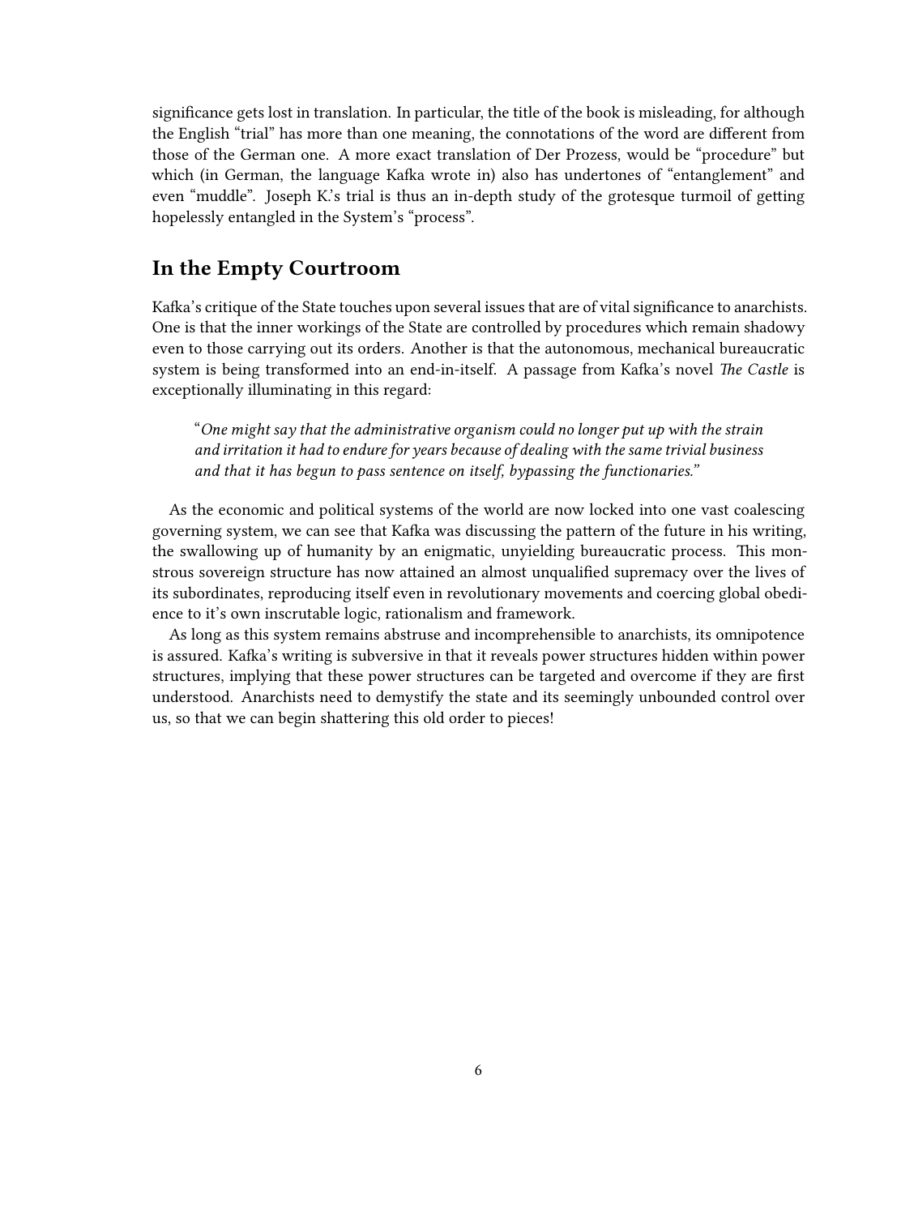significance gets lost in translation. In particular, the title of the book is misleading, for although the English "trial" has more than one meaning, the connotations of the word are different from those of the German one. A more exact translation of Der Prozess, would be "procedure" but which (in German, the language Kafka wrote in) also has undertones of "entanglement" and even "muddle". Joseph K.'s trial is thus an in-depth study of the grotesque turmoil of getting hopelessly entangled in the System's "process".

## In the Empty Courtroom

Kafka's critique of the State touches upon several issues that are of vital significance to anarchists. One is that the inner workings of the State are controlled by procedures which remain shadowy even to those carrying out its orders. Another is that the autonomous, mechanical bureaucratic system is being transformed into an end-in-itself. A passage from Kafka's novel *The Castle* is exceptionally illuminating in this regard:

> "*One might say that the administrative organism could no longer put up with the strain and irritation it had to endure for years because of dealing with the same trivial business and that it has begun to pass sentence on itself, bypassing the functionaries.*"

As the economic and political systems of the world are now locked into one vast coalescing governing system, we can see that Kafka was discussing the pattern of the future in his writing, the swallowing up of humanity by an enigmatic, unyielding bureaucratic process. This monstrous sovereign structure has now attained an almost unqualified supremacy over the lives of its subordinates, reproducing itself even in revolutionary movements and coercing global obedience to it's own inscrutable logic, rationalism and framework.

As long as this system remains abstruse and incomprehensible to anarchists, its omnipotence is assured. Kafka's writing is subversive in that it reveals power structures hidden within power structures, implying that these power structures can be targeted and overcome if they are first understood. Anarchists need to demystify the state and its seemingly unbounded control over us, so that we can begin shattering this old order to pieces!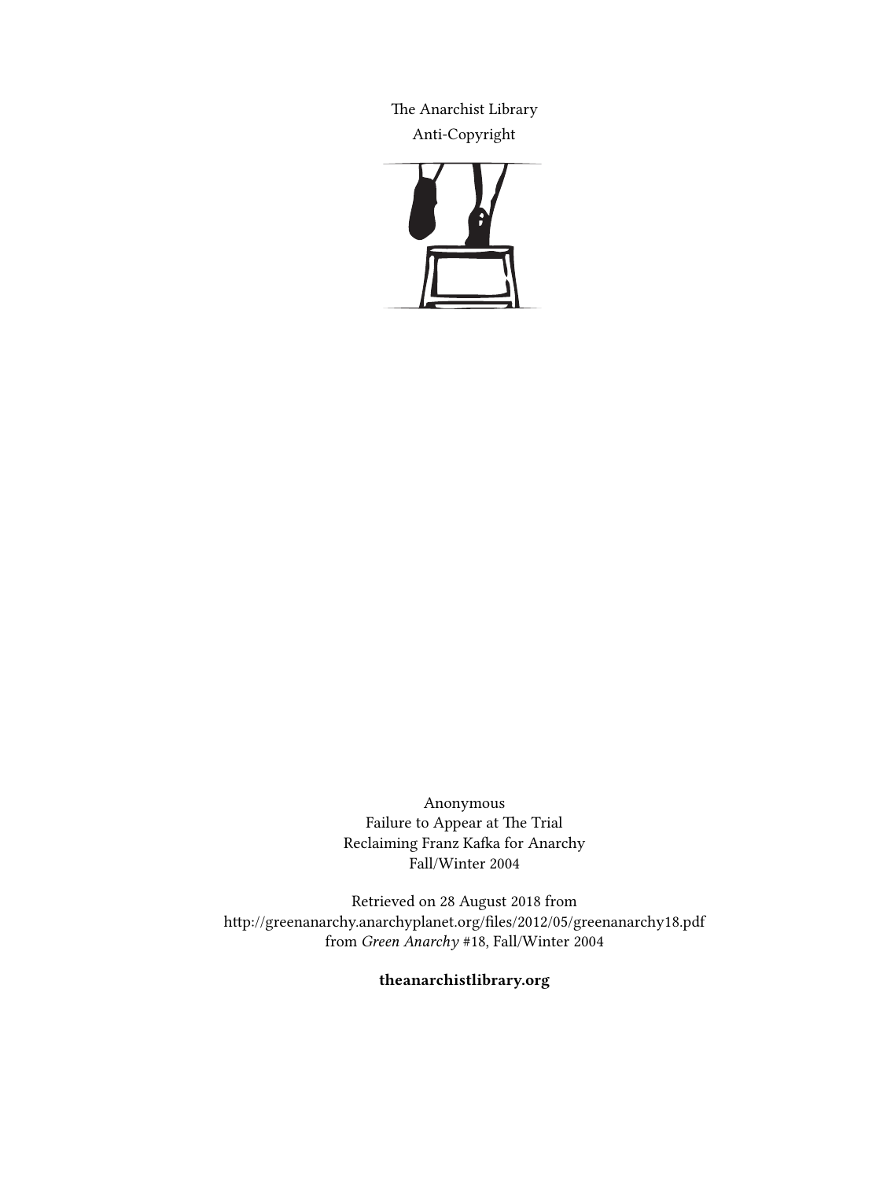The Anarchist Library

Anti-Copyright

Anonymous

Failure to Appear at The Trial

Reclaiming Franz Kafka for Anarchy

Fall/Winter 2004

Retrieved on 28 August 2018 from http://greenanarchy.anarchyplanet.org/files/2012/05/greenanarchy18.pdf from *Green Anarchy* #18, Fall/Winter 2004

**theanarchistlibrary.org**